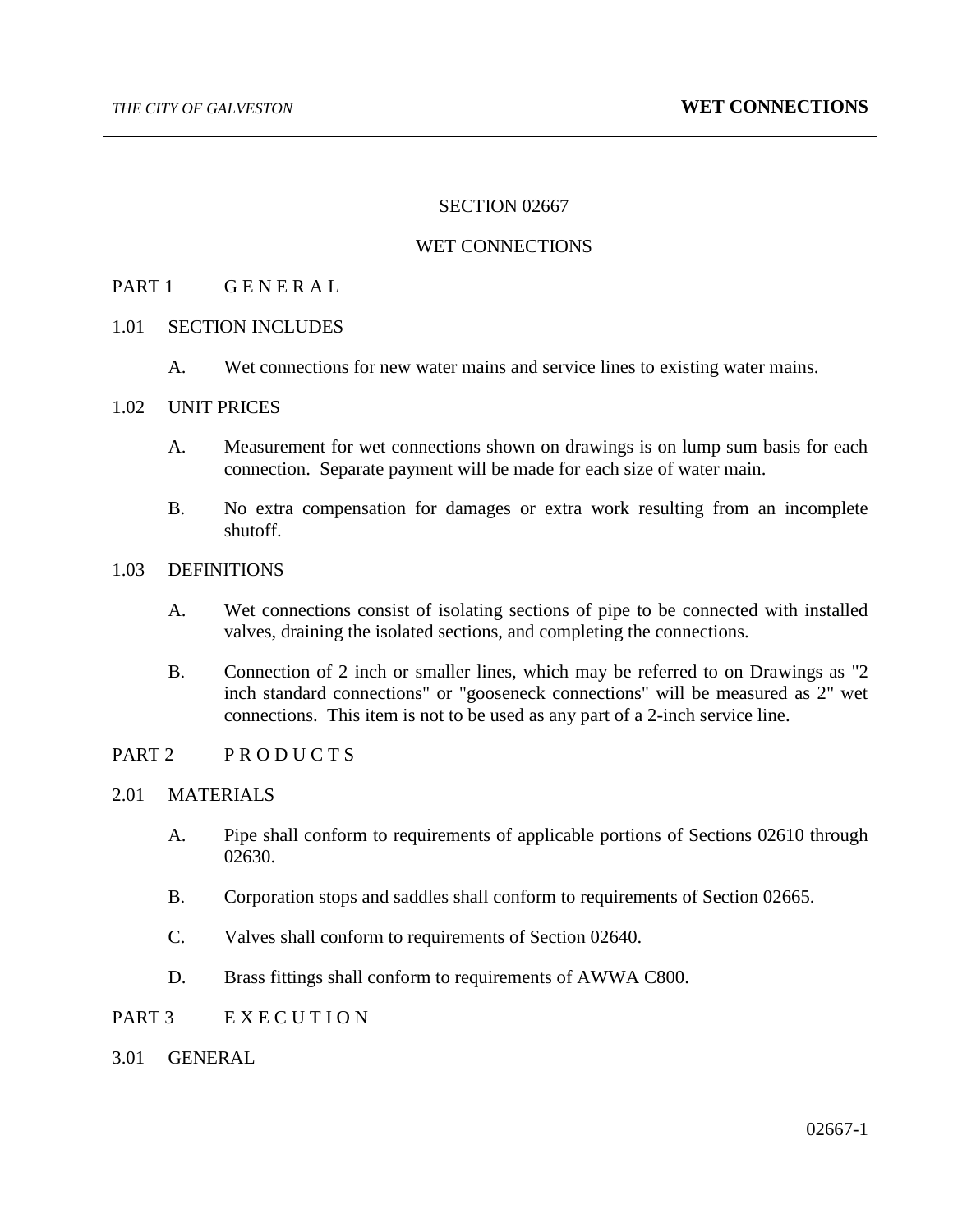# SECTION 02667

# WET CONNECTIONS

## PART 1 G E N E R A L

### 1.01 SECTION INCLUDES

A. Wet connections for new water mains and service lines to existing water mains.

### 1.02 UNIT PRICES

A. Measurement for wet connections shown on drawings is on lump sum basis for each connection. Separate payment will be made for each size of water main.

B. No extra compensation for damages or extra work resulting from an incomplete shutoff.

### 1.03 DEFINITIONS

A. Wet connections consist of isolating sections of pipe to be connected with installed valves, draining the isolated sections, and completing the connections.

B. Connection of 2 inch or smaller lines, which may be referred to on Drawings as "2 inch standard connections" or "gooseneck connections" will be measured as 2" wet connections. This item is not to be used as any part of a 2-inch service line.

## PART 2 P R O D U C T S

### 2.01 MATERIALS

A. Pipe shall conform to requirements of applicable portions of Sections 02610 through 02630.

B. Corporation stops and saddles shall conform to requirements of Section 02665.

C. Valves shall conform to requirements of Section 02640.

D. Brass fittings shall conform to requirements of AWWA C800.

## PART 3 E X E C U T I O N

### 3.01 GENERAL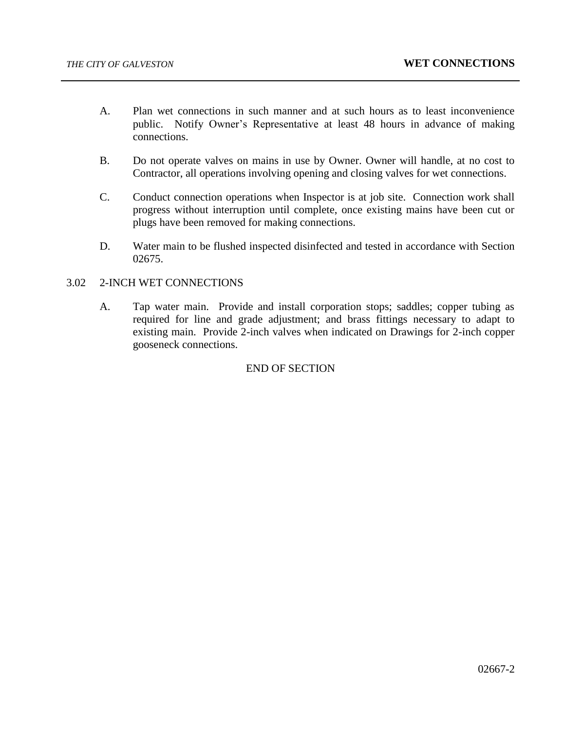A. Plan wet connections in such manner and at such hours as to least inconvenience public. Notify Owner's Representative at least 48 hours in advance of making connections.

B. Do not operate valves on mains in use by Owner. Owner will handle, at no cost to Contractor, all operations involving opening and closing valves for wet connections.

C. Conduct connection operations when Inspector is at job site. Connection work shall progress without interruption until complete, once existing mains have been cut or plugs have been removed for making connections.

D. Water main to be flushed inspected disinfected and tested in accordance with Section 02675.

## 3.02 2-INCH WET CONNECTIONS

A. Tap water main. Provide and install corporation stops; saddles; copper tubing as required for line and grade adjustment; and brass fittings necessary to adapt to existing main. Provide 2-inch valves when indicated on Drawings for 2-inch copper gooseneck connections.

END OF SECTION